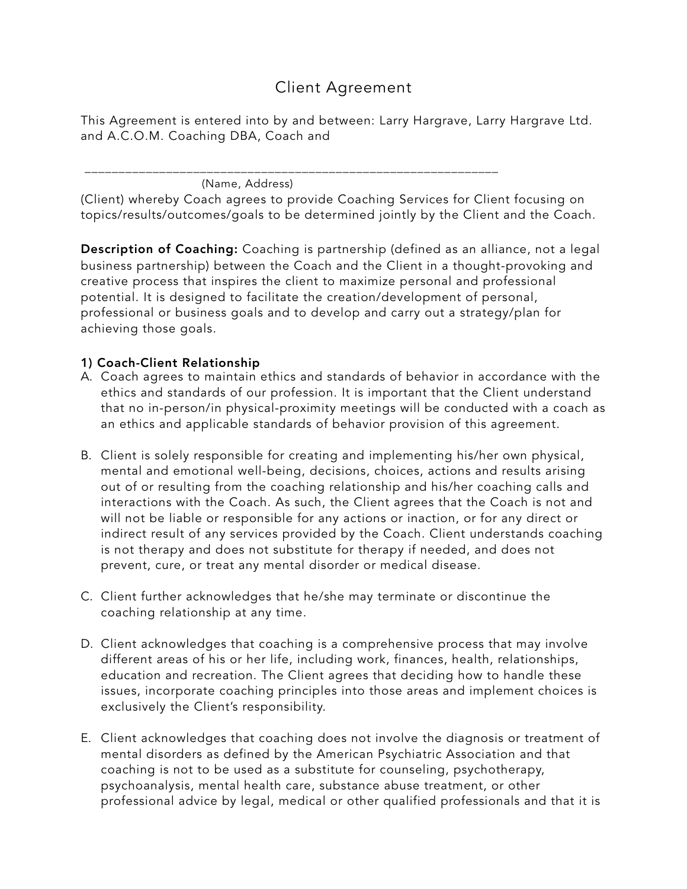# Client Agreement

This Agreement is entered into by and between: Larry Hargrave, Larry Hargrave Ltd. and A.C.O.M. Coaching DBA, Coach and

_______________________________________________________________
(Name, Address)

(Client) whereby Coach agrees to provide Coaching Services for Client focusing on topics/results/outcomes/goals to be determined jointly by the Client and the Coach.

**Description of Coaching:** Coaching is partnership (defined as an alliance, not a legal business partnership) between the Coach and the Client in a thought-provoking and creative process that inspires the client to maximize personal and professional potential. It is designed to facilitate the creation/development of personal, professional or business goals and to develop and carry out a strategy/plan for achieving those goals.

**1) Coach-Client Relationship**

A. Coach agrees to maintain ethics and standards of behavior in accordance with the ethics and standards of our profession. It is important that the Client understand that no in-person/in physical-proximity meetings will be conducted with a coach as an ethics and applicable standards of behavior provision of this agreement.

B. Client is solely responsible for creating and implementing his/her own physical, mental and emotional well-being, decisions, choices, actions and results arising out of or resulting from the coaching relationship and his/her coaching calls and interactions with the Coach. As such, the Client agrees that the Coach is not and will not be liable or responsible for any actions or inaction, or for any direct or indirect result of any services provided by the Coach. Client understands coaching is not therapy and does not substitute for therapy if needed, and does not prevent, cure, or treat any mental disorder or medical disease.

C. Client further acknowledges that he/she may terminate or discontinue the coaching relationship at any time.

D. Client acknowledges that coaching is a comprehensive process that may involve different areas of his or her life, including work, finances, health, relationships, education and recreation. The Client agrees that deciding how to handle these issues, incorporate coaching principles into those areas and implement choices is exclusively the Client's responsibility.

E. Client acknowledges that coaching does not involve the diagnosis or treatment of mental disorders as defined by the American Psychiatric Association and that coaching is not to be used as a substitute for counseling, psychotherapy, psychoanalysis, mental health care, substance abuse treatment, or other professional advice by legal, medical or other qualified professionals and that it is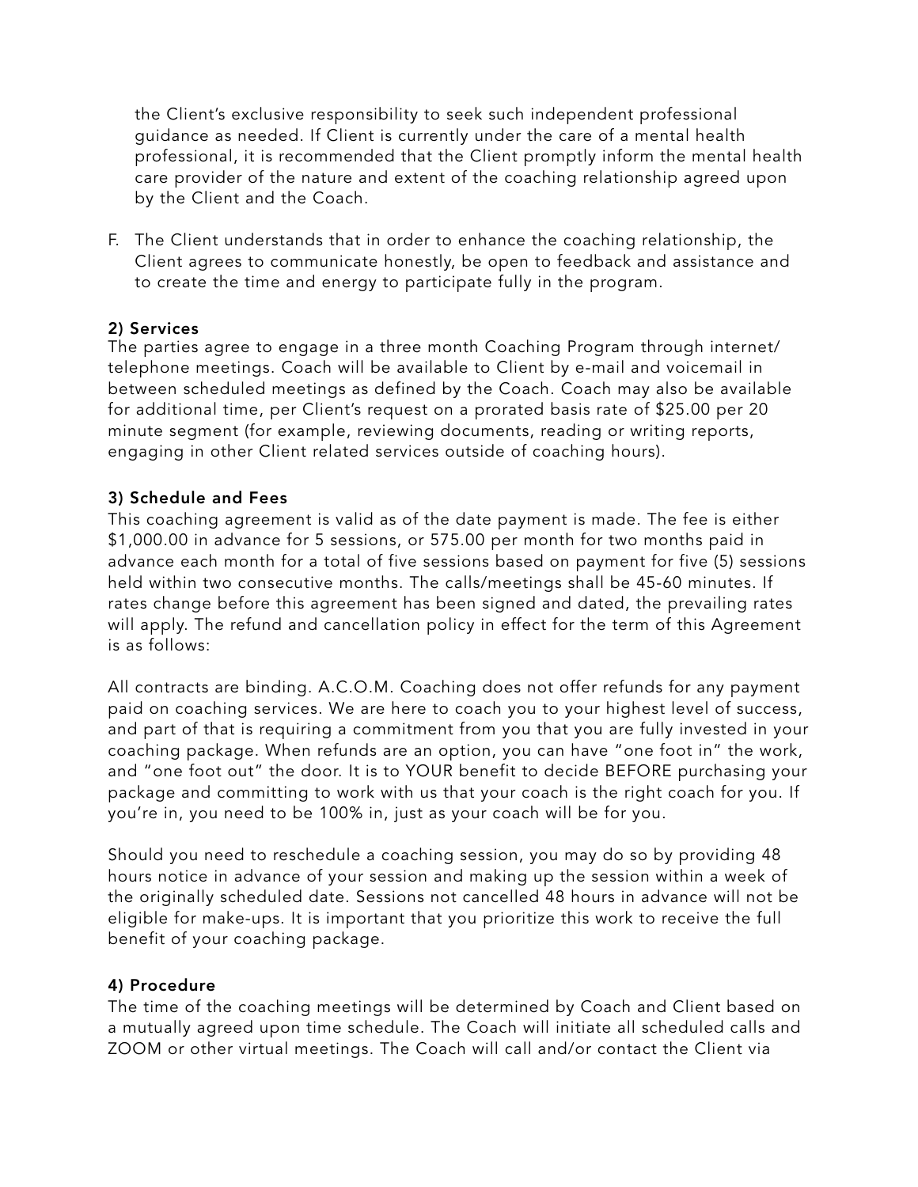the Client's exclusive responsibility to seek such independent professional guidance as needed. If Client is currently under the care of a mental health professional, it is recommended that the Client promptly inform the mental health care provider of the nature and extent of the coaching relationship agreed upon by the Client and the Coach.

F. The Client understands that in order to enhance the coaching relationship, the Client agrees to communicate honestly, be open to feedback and assistance and to create the time and energy to participate fully in the program.

**2) Services**
The parties agree to engage in a three month Coaching Program through internet/telephone meetings. Coach will be available to Client by e-mail and voicemail in between scheduled meetings as defined by the Coach. Coach may also be available for additional time, per Client's request on a prorated basis rate of $25.00 per 20 minute segment (for example, reviewing documents, reading or writing reports, engaging in other Client related services outside of coaching hours).

**3) Schedule and Fees**
This coaching agreement is valid as of the date payment is made. The fee is either $1,000.00 in advance for 5 sessions, or 575.00 per month for two months paid in advance each month for a total of five sessions based on payment for five (5) sessions held within two consecutive months. The calls/meetings shall be 45-60 minutes. If rates change before this agreement has been signed and dated, the prevailing rates will apply. The refund and cancellation policy in effect for the term of this Agreement is as follows:

All contracts are binding. A.C.O.M. Coaching does not offer refunds for any payment paid on coaching services. We are here to coach you to your highest level of success, and part of that is requiring a commitment from you that you are fully invested in your coaching package. When refunds are an option, you can have "one foot in" the work, and "one foot out" the door. It is to YOUR benefit to decide BEFORE purchasing your package and committing to work with us that your coach is the right coach for you. If you're in, you need to be 100% in, just as your coach will be for you.

Should you need to reschedule a coaching session, you may do so by providing 48 hours notice in advance of your session and making up the session within a week of the originally scheduled date. Sessions not cancelled 48 hours in advance will not be eligible for make-ups. It is important that you prioritize this work to receive the full benefit of your coaching package.

**4) Procedure**
The time of the coaching meetings will be determined by Coach and Client based on a mutually agreed upon time schedule. The Coach will initiate all scheduled calls and ZOOM or other virtual meetings. The Coach will call and/or contact the Client via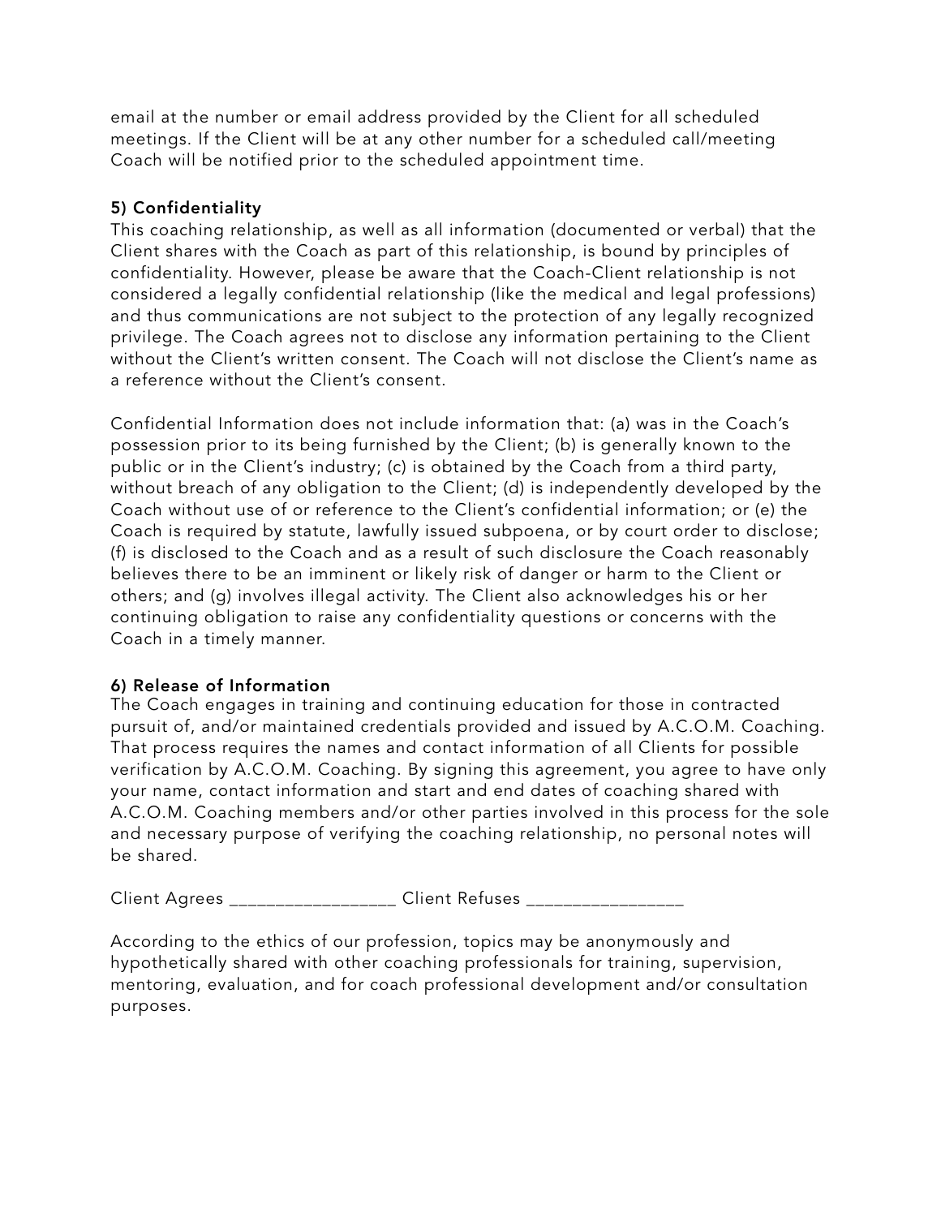email at the number or email address provided by the Client for all scheduled meetings. If the Client will be at any other number for a scheduled call/meeting Coach will be notified prior to the scheduled appointment time.

**5) Confidentiality**

This coaching relationship, as well as all information (documented or verbal) that the Client shares with the Coach as part of this relationship, is bound by principles of confidentiality. However, please be aware that the Coach-Client relationship is not considered a legally confidential relationship (like the medical and legal professions) and thus communications are not subject to the protection of any legally recognized privilege. The Coach agrees not to disclose any information pertaining to the Client without the Client's written consent. The Coach will not disclose the Client's name as a reference without the Client's consent.

Confidential Information does not include information that: (a) was in the Coach's possession prior to its being furnished by the Client; (b) is generally known to the public or in the Client's industry; (c) is obtained by the Coach from a third party, without breach of any obligation to the Client; (d) is independently developed by the Coach without use of or reference to the Client's confidential information; or (e) the Coach is required by statute, lawfully issued subpoena, or by court order to disclose; (f) is disclosed to the Coach and as a result of such disclosure the Coach reasonably believes there to be an imminent or likely risk of danger or harm to the Client or others; and (g) involves illegal activity. The Client also acknowledges his or her continuing obligation to raise any confidentiality questions or concerns with the Coach in a timely manner.

**6) Release of Information**

The Coach engages in training and continuing education for those in contracted pursuit of, and/or maintained credentials provided and issued by A.C.O.M. Coaching. That process requires the names and contact information of all Clients for possible verification by A.C.O.M. Coaching. By signing this agreement, you agree to have only your name, contact information and start and end dates of coaching shared with A.C.O.M. Coaching members and/or other parties involved in this process for the sole and necessary purpose of verifying the coaching relationship, no personal notes will be shared.

Client Agrees _________________ Client Refuses ________________

According to the ethics of our profession, topics may be anonymously and hypothetically shared with other coaching professionals for training, supervision, mentoring, evaluation, and for coach professional development and/or consultation purposes.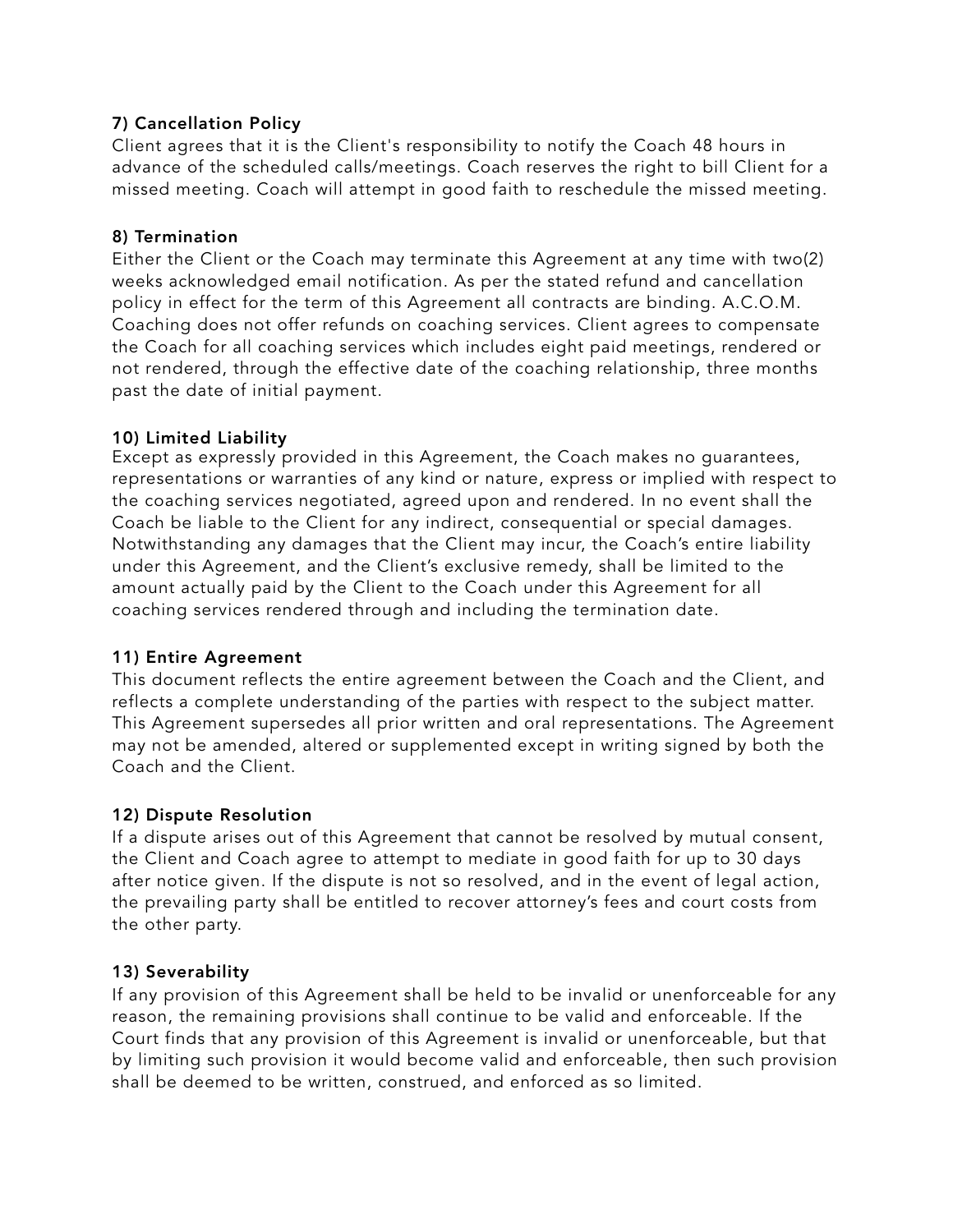**7) Cancellation Policy**

Client agrees that it is the Client's responsibility to notify the Coach 48 hours in advance of the scheduled calls/meetings. Coach reserves the right to bill Client for a missed meeting. Coach will attempt in good faith to reschedule the missed meeting.

**8) Termination**

Either the Client or the Coach may terminate this Agreement at any time with two(2) weeks acknowledged email notification. As per the stated refund and cancellation policy in effect for the term of this Agreement all contracts are binding. A.C.O.M. Coaching does not offer refunds on coaching services. Client agrees to compensate the Coach for all coaching services which includes eight paid meetings, rendered or not rendered, through the effective date of the coaching relationship, three months past the date of initial payment.

**10) Limited Liability**

Except as expressly provided in this Agreement, the Coach makes no guarantees, representations or warranties of any kind or nature, express or implied with respect to the coaching services negotiated, agreed upon and rendered. In no event shall the Coach be liable to the Client for any indirect, consequential or special damages. Notwithstanding any damages that the Client may incur, the Coach's entire liability under this Agreement, and the Client's exclusive remedy, shall be limited to the amount actually paid by the Client to the Coach under this Agreement for all coaching services rendered through and including the termination date.

**11) Entire Agreement**

This document reflects the entire agreement between the Coach and the Client, and reflects a complete understanding of the parties with respect to the subject matter. This Agreement supersedes all prior written and oral representations. The Agreement may not be amended, altered or supplemented except in writing signed by both the Coach and the Client.

**12) Dispute Resolution**

If a dispute arises out of this Agreement that cannot be resolved by mutual consent, the Client and Coach agree to attempt to mediate in good faith for up to 30 days after notice given. If the dispute is not so resolved, and in the event of legal action, the prevailing party shall be entitled to recover attorney's fees and court costs from the other party.

**13) Severability**

If any provision of this Agreement shall be held to be invalid or unenforceable for any reason, the remaining provisions shall continue to be valid and enforceable. If the Court finds that any provision of this Agreement is invalid or unenforceable, but that by limiting such provision it would become valid and enforceable, then such provision shall be deemed to be written, construed, and enforced as so limited.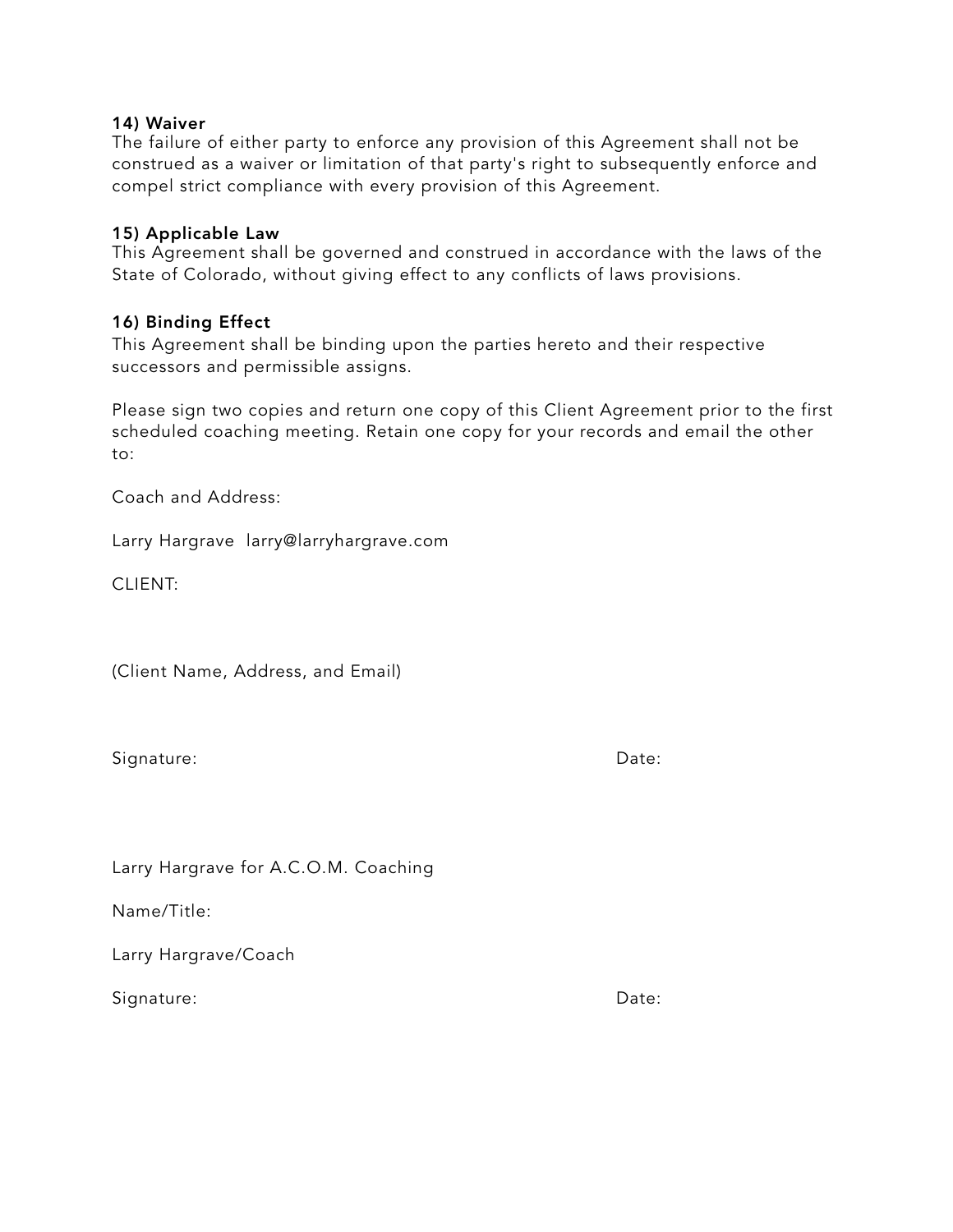**14) Waiver**
The failure of either party to enforce any provision of this Agreement shall not be construed as a waiver or limitation of that party's right to subsequently enforce and compel strict compliance with every provision of this Agreement.

**15) Applicable Law**
This Agreement shall be governed and construed in accordance with the laws of the State of Colorado, without giving effect to any conflicts of laws provisions.

**16) Binding Effect**
This Agreement shall be binding upon the parties hereto and their respective successors and permissible assigns.

Please sign two copies and return one copy of this Client Agreement prior to the first scheduled coaching meeting. Retain one copy for your records and email the other to:

Coach and Address:

Larry Hargrave  larry@larryhargrave.com

CLIENT:

(Client Name, Address, and Email)

Signature: Date:

Larry Hargrave for A.C.O.M. Coaching

Name/Title:

Larry Hargrave/Coach

Signature: Date: